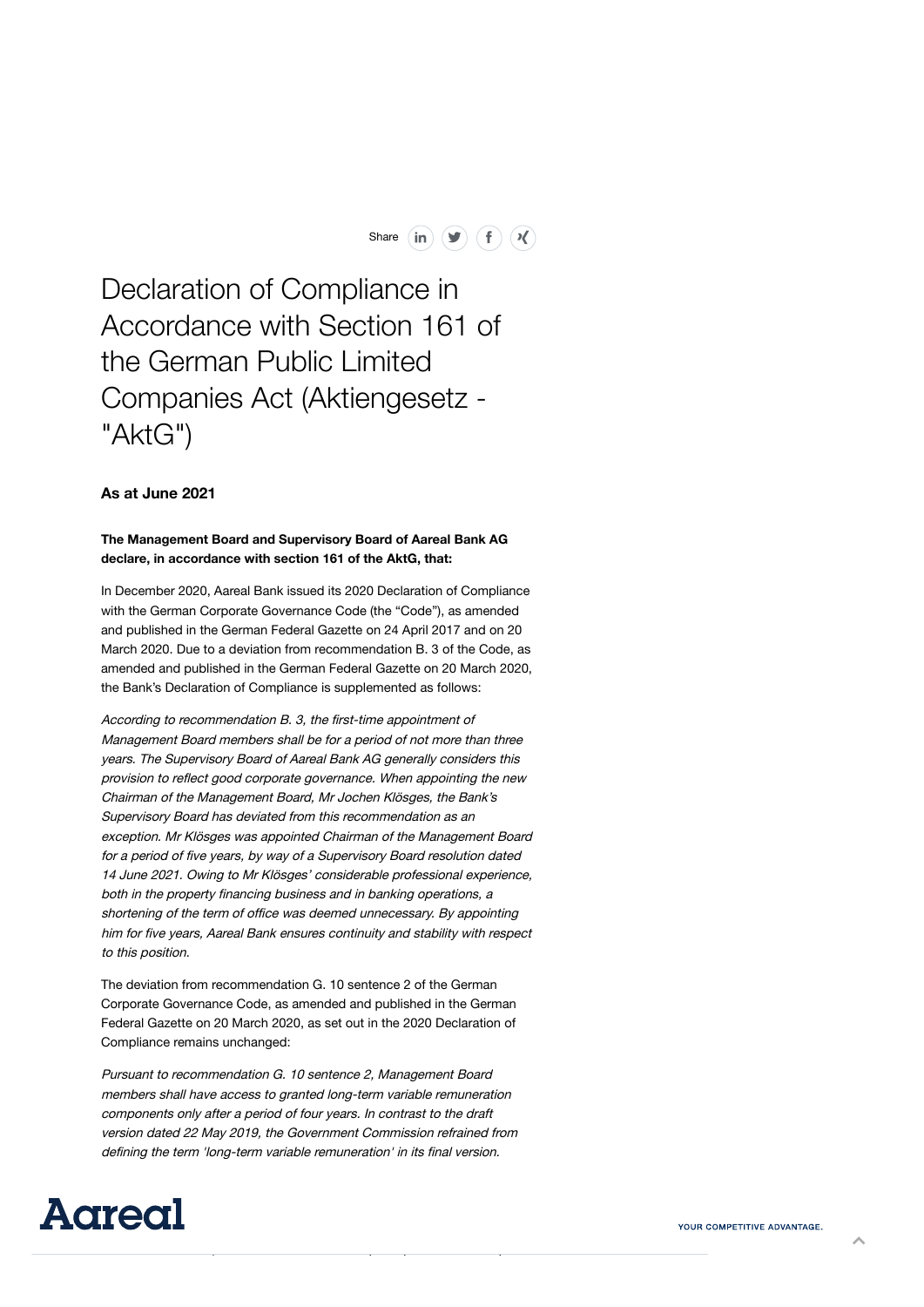# Declaration of Compliance in Accordance with Section 161 of the German Public Limited Companies Act (Aktiengesetz - "AktG")

**As at June 2021**

**The Management Board and Supervisory Board of Aareal Bank AG declare, in accordance with section 161 of the AktG, that:**

In December 2020, Aareal Bank issued its 2020 Declaration of Compliance with the German Corporate Governance Code (the "Code"), as amended and published in the German Federal Gazette on 24 April 2017 and on 20 March 2020. Due to a deviation from recommendation B. 3 of the Code, as amended and published in the German Federal Gazette on 20 March 2020, the Bank's Declaration of Compliance is supplemented as follows:

*According to recommendation B. 3, the first-time appointment of Management Board members shall be for a period of not more than three years. The Supervisory Board of Aareal Bank AG generally considers this provision to reflect good corporate governance. When appointing the new Chairman of the Management Board, Mr Jochen Klösges, the Bank's Supervisory Board has deviated from this recommendation as an exception. Mr Klösges was appointed Chairman of the Management Board for a period of five years, by way of a Supervisory Board resolution dated 14 June 2021. Owing to Mr Klösges' considerable professional experience, both in the property financing business and in banking operations, a shortening of the term of office was deemed unnecessary. By appointing him for five years, Aareal Bank ensures continuity and stability with respect to this position.*

The deviation from recommendation G. 10 sentence 2 of the German Corporate Governance Code, as amended and published in the German Federal Gazette on 20 March 2020, as set out in the 2020 Declaration of Compliance remains unchanged:

*Pursuant to recommendation G. 10 sentence 2, Management Board members shall have access to granted long-term variable remuneration components only after a period of four years. In contrast to the draft version dated 22 May 2019, the Government Commission refrained from defining the term 'long-term variable remuneration' in its final version.*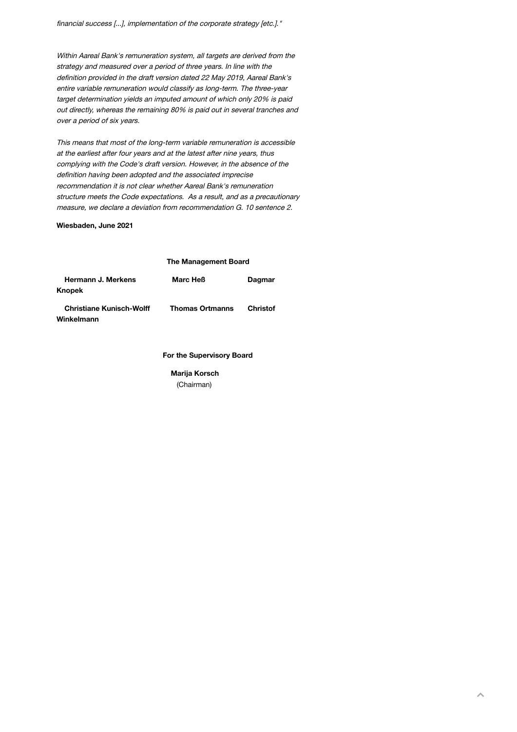*financial success [...], implementation of the corporate strategy [etc.]."*

*Within Aareal Bank's remuneration system, all targets are derived from the strategy and measured over a period of three years. In line with the definition provided in the draft version dated 22 May 2019, Aareal Bank's entire variable remuneration would classify as long-term. The three-year target determination yields an imputed amount of which only 20% is paid out directly, whereas the remaining 80% is paid out in several tranches and over a period of six years.*

*This means that most of the long-term variable remuneration is accessible at the earliest after four years and at the latest after nine years, thus complying with the Code's draft version. However, in the absence of the definition having been adopted and the associated imprecise recommendation it is not clear whether Aareal Bank's remuneration structure meets the Code expectations. As a result, and as a precautionary measure, we declare a deviation from recommendation G. 10 sentence 2.*

**Wiesbaden, June 2021**

**The Management Board**

**Hermann J. Merkens** **Marc Heß** **Dagmar Knopek**

**Christiane Kunisch-Wolff** **Thomas Ortmanns** **Christof Winkelmann**

**For the Supervisory Board**

**Marija Korsch**
(Chairman)